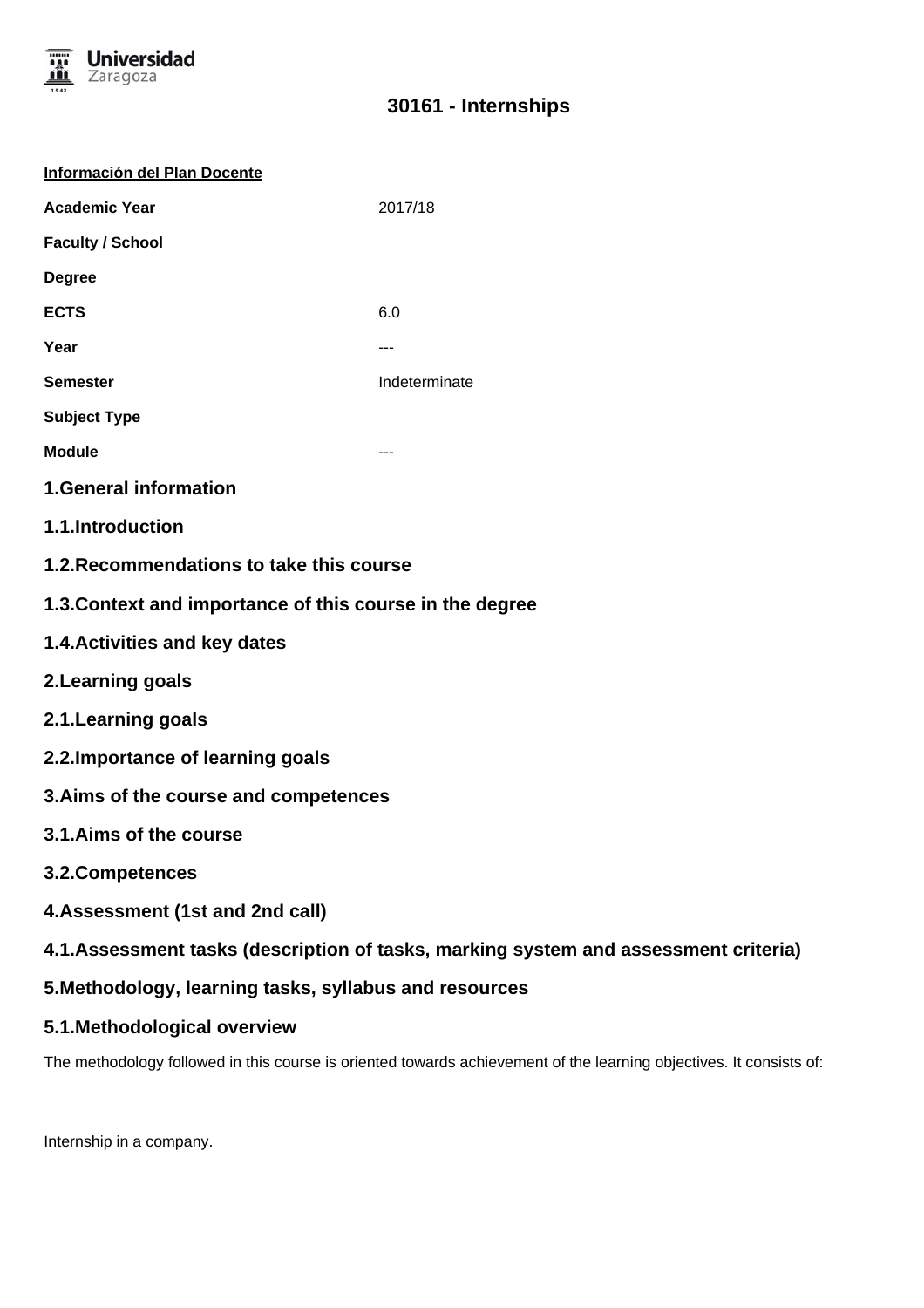# 30161 - Internships

**Información del Plan Docente**

| | |
|---|---|
| **Academic Year** | 2017/18 |
| **Faculty / School** | |
| **Degree** | |
| **ECTS** | 6.0 |
| **Year** | --- |
| **Semester** | Indeterminate |
| **Subject Type** | |
| **Module** | --- |

## 1.General information

### 1.1.Introduction

### 1.2.Recommendations to take this course

### 1.3.Context and importance of this course in the degree

### 1.4.Activities and key dates

## 2.Learning goals

### 2.1.Learning goals

### 2.2.Importance of learning goals

## 3.Aims of the course and competences

### 3.1.Aims of the course

### 3.2.Competences

## 4.Assessment (1st and 2nd call)

### 4.1.Assessment tasks (description of tasks, marking system and assessment criteria)

## 5.Methodology, learning tasks, syllabus and resources

### 5.1.Methodological overview

The methodology followed in this course is oriented towards achievement of the learning objectives. It consists of:

Internship in a company.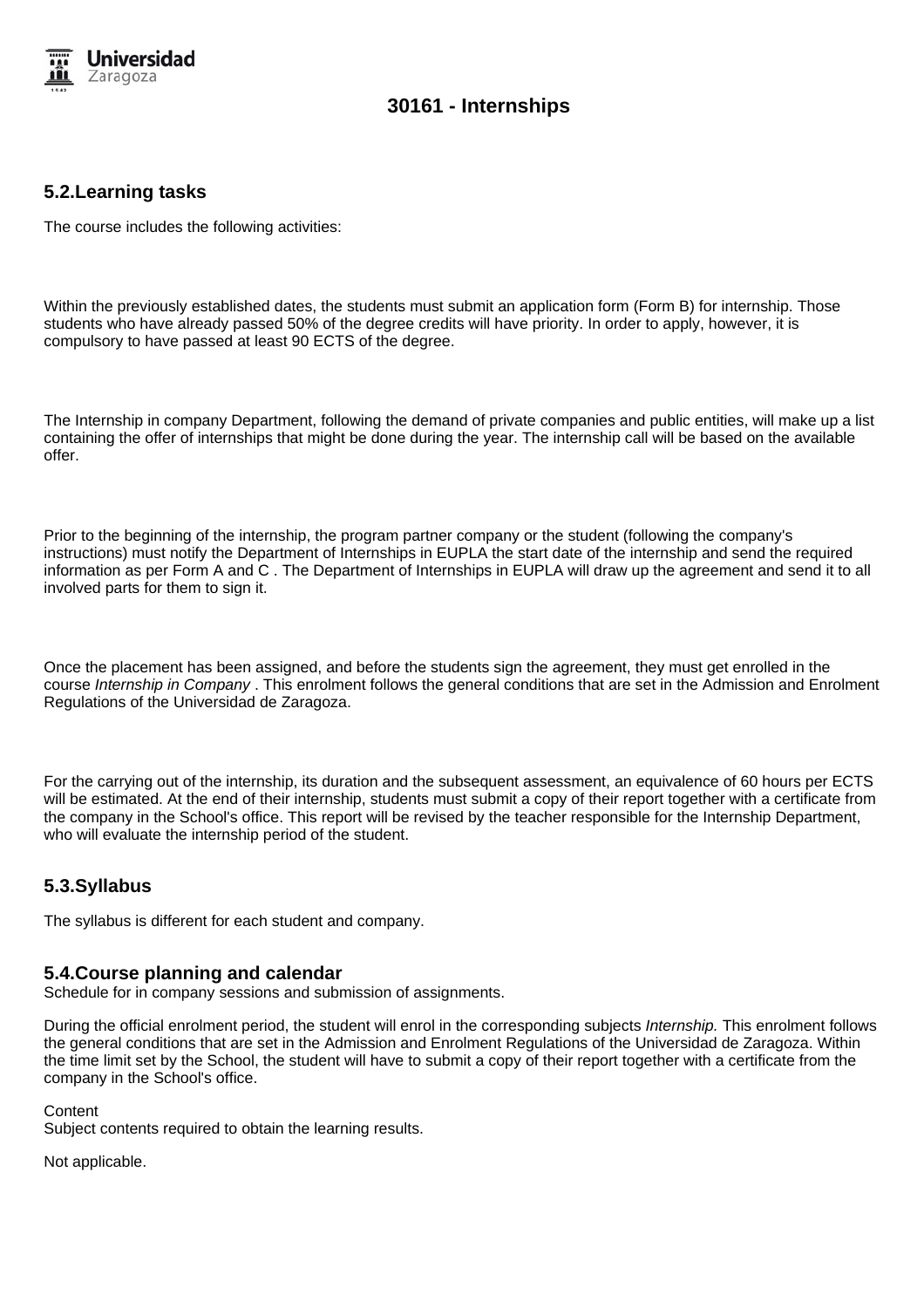## 5.2.Learning tasks

The course includes the following activities:

Within the previously established dates, the students must submit an application form (Form B) for internship. Those students who have already passed 50% of the degree credits will have priority. In order to apply, however, it is compulsory to have passed at least 90 ECTS of the degree.

The Internship in company Department, following the demand of private companies and public entities, will make up a list containing the offer of internships that might be done during the year. The internship call will be based on the available offer.

Prior to the beginning of the internship, the program partner company or the student (following the company's instructions) must notify the Department of Internships in EUPLA the start date of the internship and send the required information as per Form A and C . The Department of Internships in EUPLA will draw up the agreement and send it to all involved parts for them to sign it.

Once the placement has been assigned, and before the students sign the agreement, they must get enrolled in the course *Internship in Company* . This enrolment follows the general conditions that are set in the Admission and Enrolment Regulations of the Universidad de Zaragoza.

For the carrying out of the internship, its duration and the subsequent assessment, an equivalence of 60 hours per ECTS will be estimated. At the end of their internship, students must submit a copy of their report together with a certificate from the company in the School's office. This report will be revised by the teacher responsible for the Internship Department, who will evaluate the internship period of the student.

## 5.3.Syllabus

The syllabus is different for each student and company.

## 5.4.Course planning and calendar

Schedule for in company sessions and submission of assignments.

During the official enrolment period, the student will enrol in the corresponding subjects *Internship.* This enrolment follows the general conditions that are set in the Admission and Enrolment Regulations of the Universidad de Zaragoza. Within the time limit set by the School, the student will have to submit a copy of their report together with a certificate from the company in the School's office.

Content
Subject contents required to obtain the learning results.

Not applicable.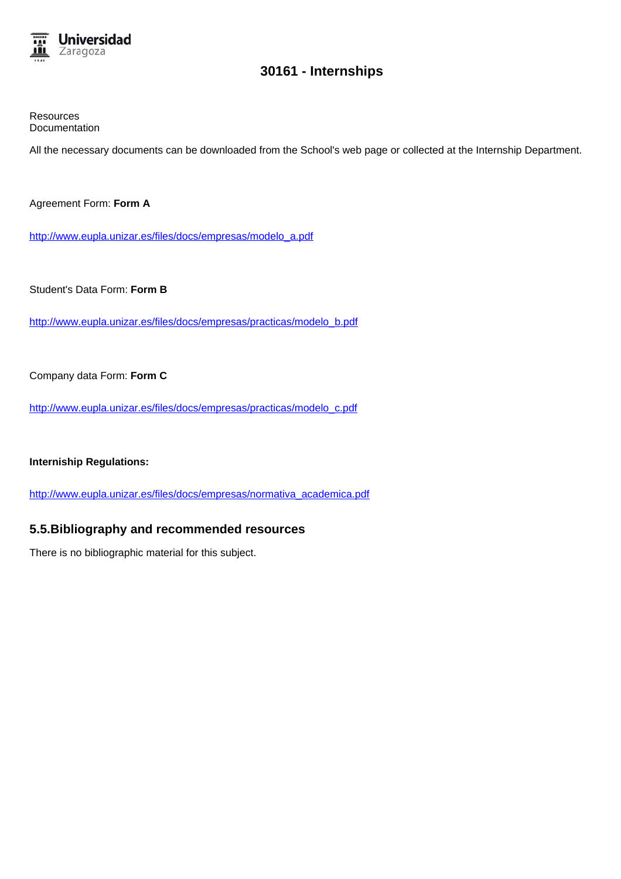# 30161 - Internships

Resources
Documentation

All the necessary documents can be downloaded from the School's web page or collected at the Internship Department.

Agreement Form: **Form A**

http://www.eupla.unizar.es/files/docs/empresas/modelo_a.pdf

Student's Data Form: **Form B**

http://www.eupla.unizar.es/files/docs/empresas/practicas/modelo_b.pdf

Company data Form: **Form C**

http://www.eupla.unizar.es/files/docs/empresas/practicas/modelo_c.pdf

**Interniship Regulations:**

http://www.eupla.unizar.es/files/docs/empresas/normativa_academica.pdf

## 5.5.Bibliography and recommended resources

There is no bibliographic material for this subject.